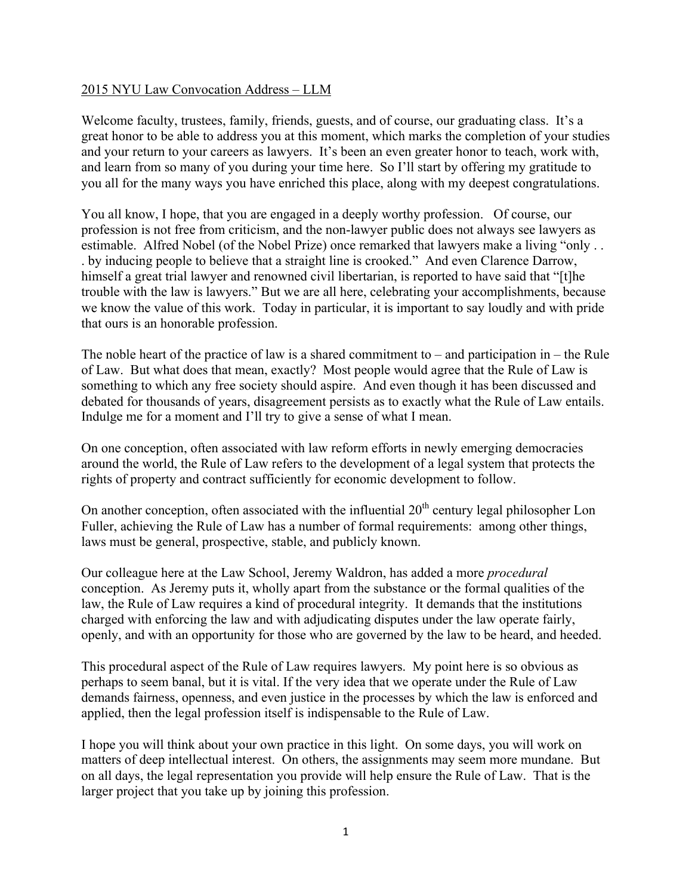2015 NYU Law Convocation Address – LLM

Welcome faculty, trustees, family, friends, guests, and of course, our graduating class. It's a great honor to be able to address you at this moment, which marks the completion of your studies and your return to your careers as lawyers. It's been an even greater honor to teach, work with, and learn from so many of you during your time here. So I'll start by offering my gratitude to you all for the many ways you have enriched this place, along with my deepest congratulations.

You all know, I hope, that you are engaged in a deeply worthy profession. Of course, our profession is not free from criticism, and the non-lawyer public does not always see lawyers as estimable. Alfred Nobel (of the Nobel Prize) once remarked that lawyers make a living "only . . . by inducing people to believe that a straight line is crooked." And even Clarence Darrow, himself a great trial lawyer and renowned civil libertarian, is reported to have said that "[t]he trouble with the law is lawyers." But we are all here, celebrating your accomplishments, because we know the value of this work. Today in particular, it is important to say loudly and with pride that ours is an honorable profession.

The noble heart of the practice of law is a shared commitment to – and participation in – the Rule of Law. But what does that mean, exactly? Most people would agree that the Rule of Law is something to which any free society should aspire. And even though it has been discussed and debated for thousands of years, disagreement persists as to exactly what the Rule of Law entails. Indulge me for a moment and I'll try to give a sense of what I mean.

On one conception, often associated with law reform efforts in newly emerging democracies around the world, the Rule of Law refers to the development of a legal system that protects the rights of property and contract sufficiently for economic development to follow.

On another conception, often associated with the influential 20th century legal philosopher Lon Fuller, achieving the Rule of Law has a number of formal requirements: among other things, laws must be general, prospective, stable, and publicly known.

Our colleague here at the Law School, Jeremy Waldron, has added a more *procedural* conception. As Jeremy puts it, wholly apart from the substance or the formal qualities of the law, the Rule of Law requires a kind of procedural integrity. It demands that the institutions charged with enforcing the law and with adjudicating disputes under the law operate fairly, openly, and with an opportunity for those who are governed by the law to be heard, and heeded.

This procedural aspect of the Rule of Law requires lawyers. My point here is so obvious as perhaps to seem banal, but it is vital. If the very idea that we operate under the Rule of Law demands fairness, openness, and even justice in the processes by which the law is enforced and applied, then the legal profession itself is indispensable to the Rule of Law.

I hope you will think about your own practice in this light. On some days, you will work on matters of deep intellectual interest. On others, the assignments may seem more mundane. But on all days, the legal representation you provide will help ensure the Rule of Law. That is the larger project that you take up by joining this profession.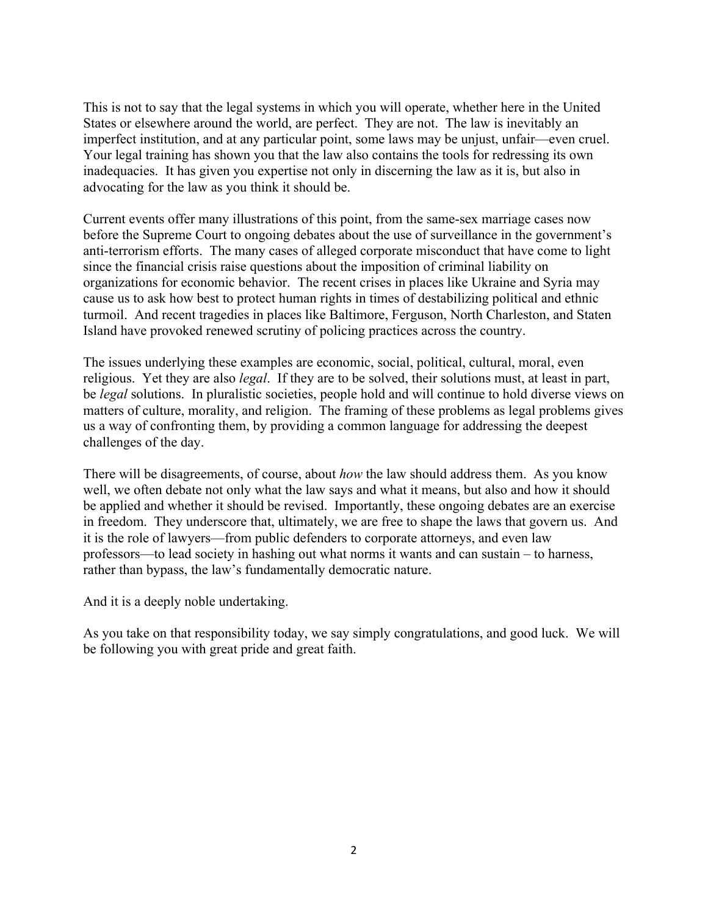This is not to say that the legal systems in which you will operate, whether here in the United States or elsewhere around the world, are perfect. They are not. The law is inevitably an imperfect institution, and at any particular point, some laws may be unjust, unfair—even cruel. Your legal training has shown you that the law also contains the tools for redressing its own inadequacies. It has given you expertise not only in discerning the law as it is, but also in advocating for the law as you think it should be.

Current events offer many illustrations of this point, from the same-sex marriage cases now before the Supreme Court to ongoing debates about the use of surveillance in the government's anti-terrorism efforts. The many cases of alleged corporate misconduct that have come to light since the financial crisis raise questions about the imposition of criminal liability on organizations for economic behavior. The recent crises in places like Ukraine and Syria may cause us to ask how best to protect human rights in times of destabilizing political and ethnic turmoil. And recent tragedies in places like Baltimore, Ferguson, North Charleston, and Staten Island have provoked renewed scrutiny of policing practices across the country.

The issues underlying these examples are economic, social, political, cultural, moral, even religious. Yet they are also *legal*. If they are to be solved, their solutions must, at least in part, be *legal* solutions. In pluralistic societies, people hold and will continue to hold diverse views on matters of culture, morality, and religion. The framing of these problems as legal problems gives us a way of confronting them, by providing a common language for addressing the deepest challenges of the day.

There will be disagreements, of course, about *how* the law should address them. As you know well, we often debate not only what the law says and what it means, but also and how it should be applied and whether it should be revised. Importantly, these ongoing debates are an exercise in freedom. They underscore that, ultimately, we are free to shape the laws that govern us. And it is the role of lawyers—from public defenders to corporate attorneys, and even law professors—to lead society in hashing out what norms it wants and can sustain – to harness, rather than bypass, the law's fundamentally democratic nature.

And it is a deeply noble undertaking.

As you take on that responsibility today, we say simply congratulations, and good luck. We will be following you with great pride and great faith.